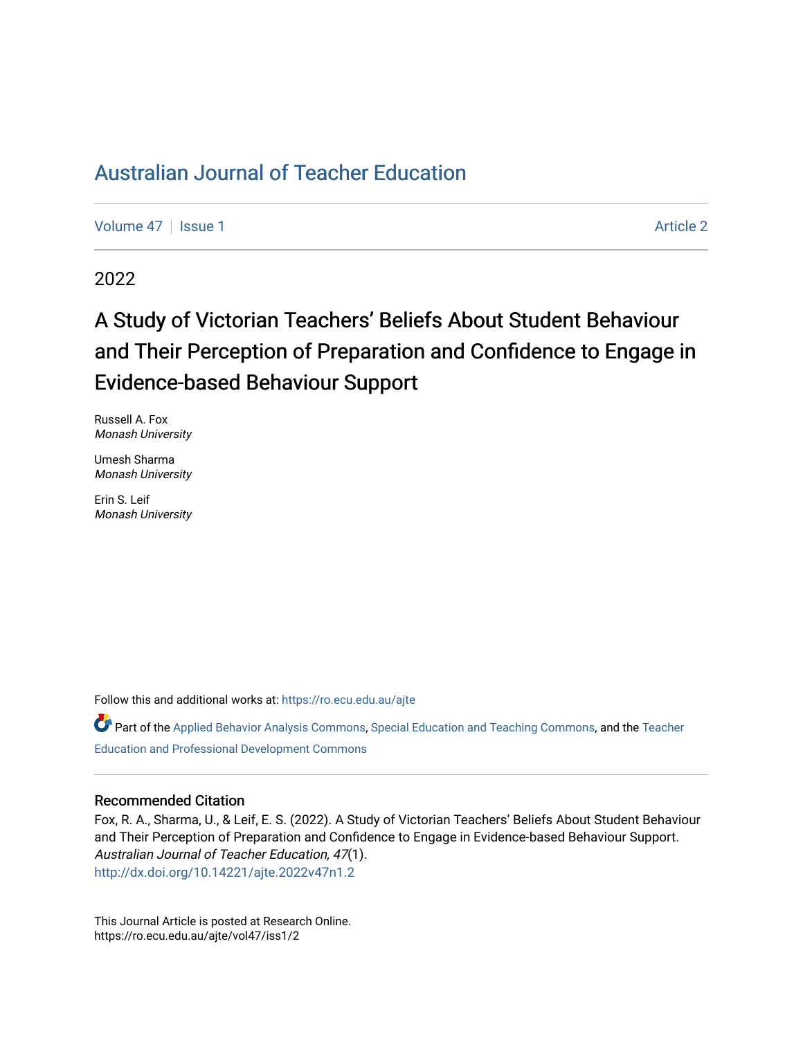# Australian Journal of Teacher Education

Volume 47 | Issue 1 Article 2

2022

## A Study of Victorian Teachers' Beliefs About Student Behaviour and Their Perception of Preparation and Confidence to Engage in Evidence-based Behaviour Support

Russell A. Fox
*Monash University*

Umesh Sharma
*Monash University*

Erin S. Leif
*Monash University*

Follow this and additional works at: https://ro.ecu.edu.au/ajte

Part of the Applied Behavior Analysis Commons, Special Education and Teaching Commons, and the Teacher Education and Professional Development Commons

### Recommended Citation

Fox, R. A., Sharma, U., & Leif, E. S. (2022). A Study of Victorian Teachers' Beliefs About Student Behaviour and Their Perception of Preparation and Confidence to Engage in Evidence-based Behaviour Support. *Australian Journal of Teacher Education, 47*(1).
http://dx.doi.org/10.14221/ajte.2022v47n1.2

This Journal Article is posted at Research Online.
https://ro.ecu.edu.au/ajte/vol47/iss1/2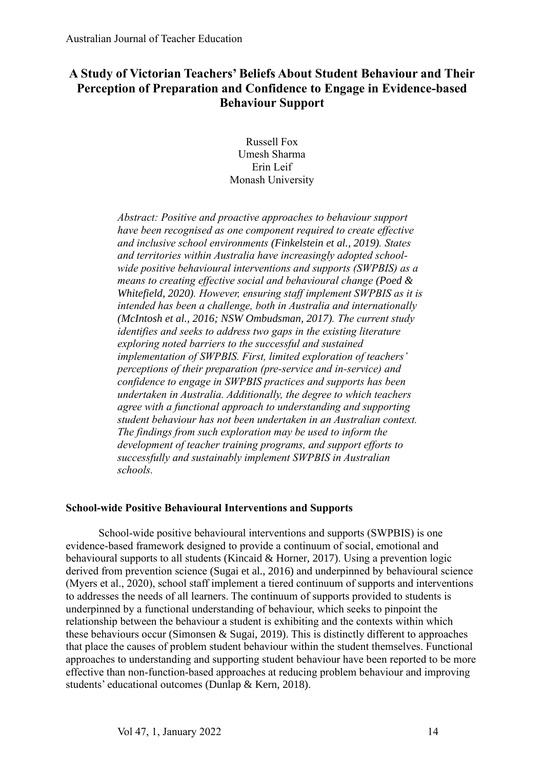# A Study of Victorian Teachers' Beliefs About Student Behaviour and Their Perception of Preparation and Confidence to Engage in Evidence-based Behaviour Support

Russell Fox
Umesh Sharma
Erin Leif
Monash University

*Abstract: Positive and proactive approaches to behaviour support have been recognised as one component required to create effective and inclusive school environments (Finkelstein et al., 2019). States and territories within Australia have increasingly adopted school-wide positive behavioural interventions and supports (SWPBIS) as a means to creating effective social and behavioural change (Poed & Whitefield, 2020). However, ensuring staff implement SWPBIS as it is intended has been a challenge, both in Australia and internationally (McIntosh et al., 2016; NSW Ombudsman, 2017). The current study identifies and seeks to address two gaps in the existing literature exploring noted barriers to the successful and sustained implementation of SWPBIS. First, limited exploration of teachers' perceptions of their preparation (pre-service and in-service) and confidence to engage in SWPBIS practices and supports has been undertaken in Australia. Additionally, the degree to which teachers agree with a functional approach to understanding and supporting student behaviour has not been undertaken in an Australian context. The findings from such exploration may be used to inform the development of teacher training programs, and support efforts to successfully and sustainably implement SWPBIS in Australian schools.*

### School-wide Positive Behavioural Interventions and Supports

School-wide positive behavioural interventions and supports (SWPBIS) is one evidence-based framework designed to provide a continuum of social, emotional and behavioural supports to all students (Kincaid & Horner, 2017). Using a prevention logic derived from prevention science (Sugai et al., 2016) and underpinned by behavioural science (Myers et al., 2020), school staff implement a tiered continuum of supports and interventions to addresses the needs of all learners. The continuum of supports provided to students is underpinned by a functional understanding of behaviour, which seeks to pinpoint the relationship between the behaviour a student is exhibiting and the contexts within which these behaviours occur (Simonsen & Sugai, 2019). This is distinctly different to approaches that place the causes of problem student behaviour within the student themselves. Functional approaches to understanding and supporting student behaviour have been reported to be more effective than non-function-based approaches at reducing problem behaviour and improving students' educational outcomes (Dunlap & Kern, 2018).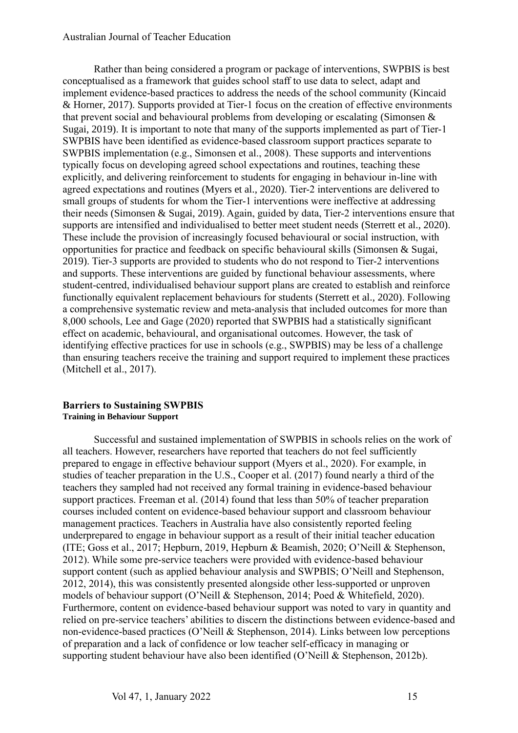Rather than being considered a program or package of interventions, SWPBIS is best conceptualised as a framework that guides school staff to use data to select, adapt and implement evidence-based practices to address the needs of the school community (Kincaid & Horner, 2017). Supports provided at Tier-1 focus on the creation of effective environments that prevent social and behavioural problems from developing or escalating (Simonsen & Sugai, 2019). It is important to note that many of the supports implemented as part of Tier-1 SWPBIS have been identified as evidence-based classroom support practices separate to SWPBIS implementation (e.g., Simonsen et al., 2008). These supports and interventions typically focus on developing agreed school expectations and routines, teaching these explicitly, and delivering reinforcement to students for engaging in behaviour in-line with agreed expectations and routines (Myers et al., 2020). Tier-2 interventions are delivered to small groups of students for whom the Tier-1 interventions were ineffective at addressing their needs (Simonsen & Sugai, 2019). Again, guided by data, Tier-2 interventions ensure that supports are intensified and individualised to better meet student needs (Sterrett et al., 2020). These include the provision of increasingly focused behavioural or social instruction, with opportunities for practice and feedback on specific behavioural skills (Simonsen & Sugai, 2019). Tier-3 supports are provided to students who do not respond to Tier-2 interventions and supports. These interventions are guided by functional behaviour assessments, where student-centred, individualised behaviour support plans are created to establish and reinforce functionally equivalent replacement behaviours for students (Sterrett et al., 2020). Following a comprehensive systematic review and meta-analysis that included outcomes for more than 8,000 schools, Lee and Gage (2020) reported that SWPBIS had a statistically significant effect on academic, behavioural, and organisational outcomes. However, the task of identifying effective practices for use in schools (e.g., SWPBIS) may be less of a challenge than ensuring teachers receive the training and support required to implement these practices (Mitchell et al., 2017).

## Barriers to Sustaining SWPBIS

### Training in Behaviour Support

Successful and sustained implementation of SWPBIS in schools relies on the work of all teachers. However, researchers have reported that teachers do not feel sufficiently prepared to engage in effective behaviour support (Myers et al., 2020). For example, in studies of teacher preparation in the U.S., Cooper et al. (2017) found nearly a third of the teachers they sampled had not received any formal training in evidence-based behaviour support practices. Freeman et al. (2014) found that less than 50% of teacher preparation courses included content on evidence-based behaviour support and classroom behaviour management practices. Teachers in Australia have also consistently reported feeling underprepared to engage in behaviour support as a result of their initial teacher education (ITE; Goss et al., 2017; Hepburn, 2019, Hepburn & Beamish, 2020; O'Neill & Stephenson, 2012). While some pre-service teachers were provided with evidence-based behaviour support content (such as applied behaviour analysis and SWPBIS; O'Neill and Stephenson, 2012, 2014), this was consistently presented alongside other less-supported or unproven models of behaviour support (O'Neill & Stephenson, 2014; Poed & Whitefield, 2020). Furthermore, content on evidence-based behaviour support was noted to vary in quantity and relied on pre-service teachers' abilities to discern the distinctions between evidence-based and non-evidence-based practices (O'Neill & Stephenson, 2014). Links between low perceptions of preparation and a lack of confidence or low teacher self-efficacy in managing or supporting student behaviour have also been identified (O'Neill & Stephenson, 2012b).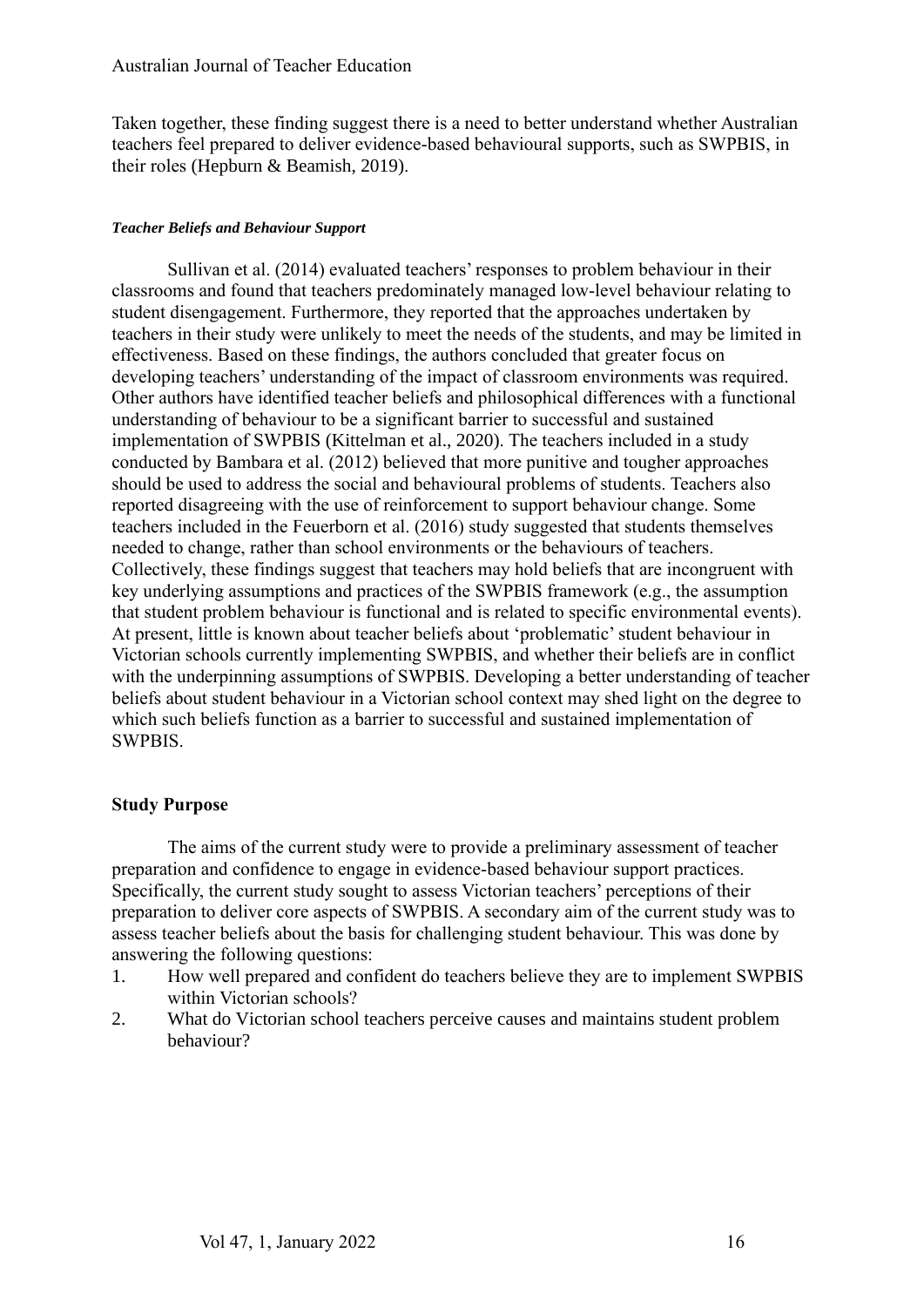Taken together, these finding suggest there is a need to better understand whether Australian teachers feel prepared to deliver evidence-based behavioural supports, such as SWPBIS, in their roles (Hepburn & Beamish, 2019).

#### *Teacher Beliefs and Behaviour Support*

Sullivan et al. (2014) evaluated teachers' responses to problem behaviour in their classrooms and found that teachers predominately managed low-level behaviour relating to student disengagement. Furthermore, they reported that the approaches undertaken by teachers in their study were unlikely to meet the needs of the students, and may be limited in effectiveness. Based on these findings, the authors concluded that greater focus on developing teachers' understanding of the impact of classroom environments was required. Other authors have identified teacher beliefs and philosophical differences with a functional understanding of behaviour to be a significant barrier to successful and sustained implementation of SWPBIS (Kittelman et al., 2020). The teachers included in a study conducted by Bambara et al. (2012) believed that more punitive and tougher approaches should be used to address the social and behavioural problems of students. Teachers also reported disagreeing with the use of reinforcement to support behaviour change. Some teachers included in the Feuerborn et al. (2016) study suggested that students themselves needed to change, rather than school environments or the behaviours of teachers. Collectively, these findings suggest that teachers may hold beliefs that are incongruent with key underlying assumptions and practices of the SWPBIS framework (e.g., the assumption that student problem behaviour is functional and is related to specific environmental events). At present, little is known about teacher beliefs about 'problematic' student behaviour in Victorian schools currently implementing SWPBIS, and whether their beliefs are in conflict with the underpinning assumptions of SWPBIS. Developing a better understanding of teacher beliefs about student behaviour in a Victorian school context may shed light on the degree to which such beliefs function as a barrier to successful and sustained implementation of SWPBIS.

### Study Purpose

The aims of the current study were to provide a preliminary assessment of teacher preparation and confidence to engage in evidence-based behaviour support practices. Specifically, the current study sought to assess Victorian teachers' perceptions of their preparation to deliver core aspects of SWPBIS. A secondary aim of the current study was to assess teacher beliefs about the basis for challenging student behaviour. This was done by answering the following questions:

1. How well prepared and confident do teachers believe they are to implement SWPBIS within Victorian schools?
2. What do Victorian school teachers perceive causes and maintains student problem behaviour?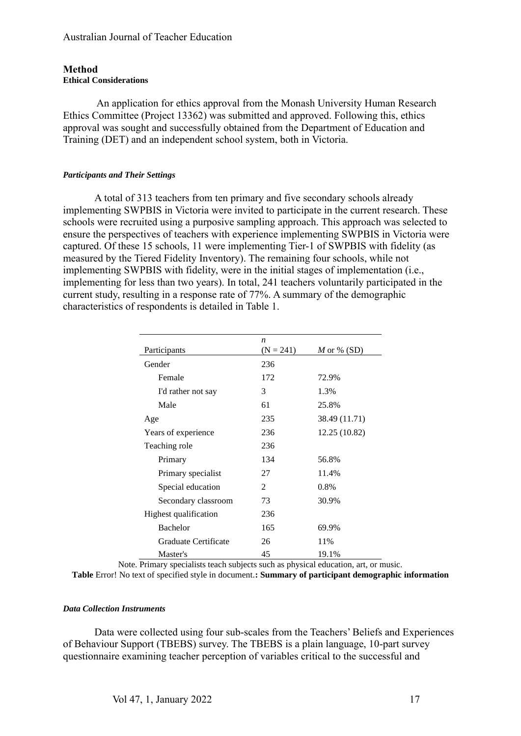## Method

### Ethical Considerations

An application for ethics approval from the Monash University Human Research Ethics Committee (Project 13362) was submitted and approved. Following this, ethics approval was sought and successfully obtained from the Department of Education and Training (DET) and an independent school system, both in Victoria.

#### *Participants and Their Settings*

A total of 313 teachers from ten primary and five secondary schools already implementing SWPBIS in Victoria were invited to participate in the current research. These schools were recruited using a purposive sampling approach. This approach was selected to ensure the perspectives of teachers with experience implementing SWPBIS in Victoria were captured. Of these 15 schools, 11 were implementing Tier-1 of SWPBIS with fidelity (as measured by the Tiered Fidelity Inventory). The remaining four schools, while not implementing SWPBIS with fidelity, were in the initial stages of implementation (i.e., implementing for less than two years). In total, 241 teachers voluntarily participated in the current study, resulting in a response rate of 77%. A summary of the demographic characteristics of respondents is detailed in Table 1.

| Participants | *n* (N = 241) | *M* or % (SD) |
|---|---|---|
| Gender | 236 | |
| Female | 172 | 72.9% |
| I'd rather not say | 3 | 1.3% |
| Male | 61 | 25.8% |
| Age | 235 | 38.49 (11.71) |
| Years of experience | 236 | 12.25 (10.82) |
| Teaching role | 236 | |
| Primary | 134 | 56.8% |
| Primary specialist | 27 | 11.4% |
| Special education | 2 | 0.8% |
| Secondary classroom | 73 | 30.9% |
| Highest qualification | 236 | |
| Bachelor | 165 | 69.9% |
| Graduate Certificate | 26 | 11% |
| Master's | 45 | 19.1% |

Note. Primary specialists teach subjects such as physical education, art, or music.

**Table** Error! No text of specified style in document.**: Summary of participant demographic information**

#### *Data Collection Instruments*

Data were collected using four sub-scales from the Teachers' Beliefs and Experiences of Behaviour Support (TBEBS) survey. The TBEBS is a plain language, 10-part survey questionnaire examining teacher perception of variables critical to the successful and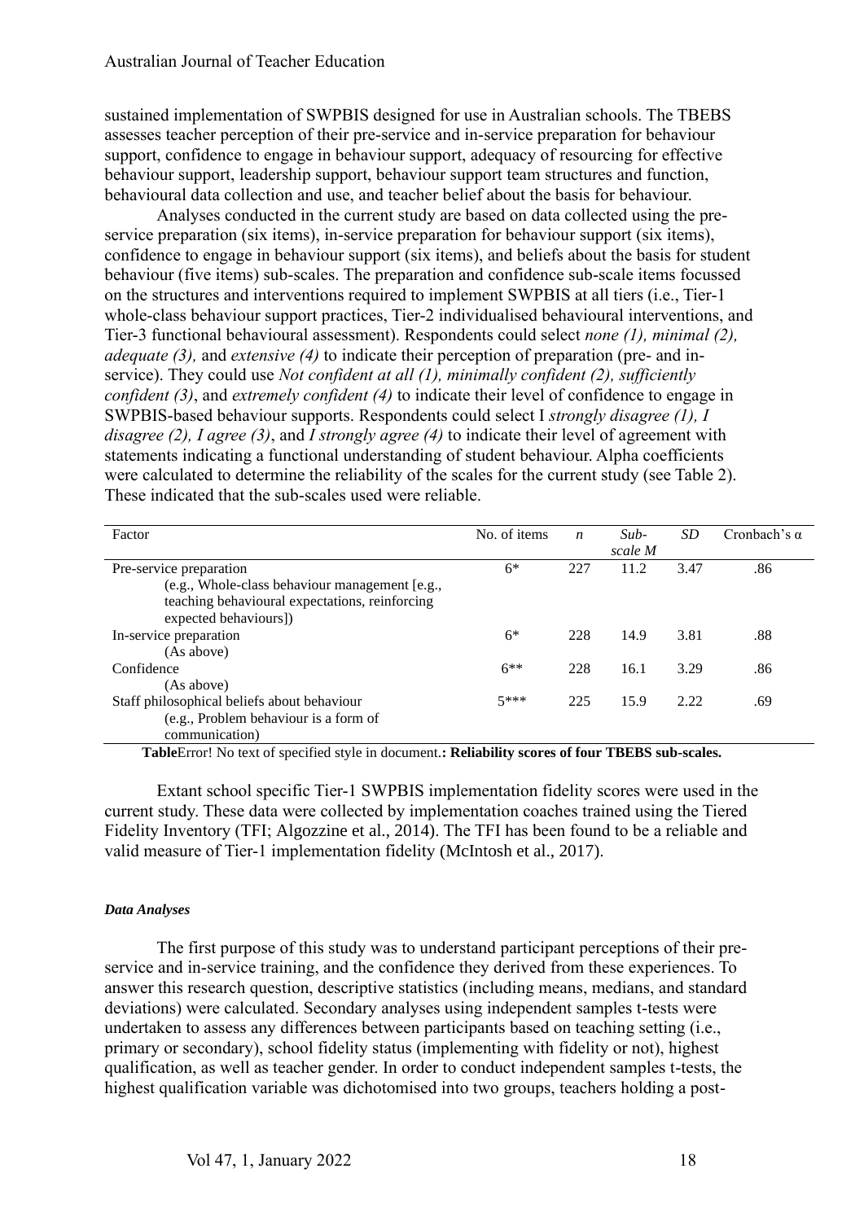sustained implementation of SWPBIS designed for use in Australian schools. The TBEBS assesses teacher perception of their pre-service and in-service preparation for behaviour support, confidence to engage in behaviour support, adequacy of resourcing for effective behaviour support, leadership support, behaviour support team structures and function, behavioural data collection and use, and teacher belief about the basis for behaviour.

Analyses conducted in the current study are based on data collected using the pre-service preparation (six items), in-service preparation for behaviour support (six items), confidence to engage in behaviour support (six items), and beliefs about the basis for student behaviour (five items) sub-scales. The preparation and confidence sub-scale items focussed on the structures and interventions required to implement SWPBIS at all tiers (i.e., Tier-1 whole-class behaviour support practices, Tier-2 individualised behavioural interventions, and Tier-3 functional behavioural assessment). Respondents could select *none (1), minimal (2), adequate (3),* and *extensive (4)* to indicate their perception of preparation (pre- and in-service). They could use *Not confident at all (1), minimally confident (2), sufficiently confident (3)*, and *extremely confident (4)* to indicate their level of confidence to engage in SWPBIS-based behaviour supports. Respondents could select I *strongly disagree (1), I disagree (2), I agree (3)*, and *I strongly agree (4)* to indicate their level of agreement with statements indicating a functional understanding of student behaviour. Alpha coefficients were calculated to determine the reliability of the scales for the current study (see Table 2). These indicated that the sub-scales used were reliable.

| Factor | No. of items | *n* | *Sub-scale M* | *SD* | Cronbach's α |
|---|---|---|---|---|---|
| Pre-service preparation (e.g., Whole-class behaviour management [e.g., teaching behavioural expectations, reinforcing expected behaviours]) | 6* | 227 | 11.2 | 3.47 | .86 |
| In-service preparation (As above) | 6* | 228 | 14.9 | 3.81 | .88 |
| Confidence (As above) | 6** | 228 | 16.1 | 3.29 | .86 |
| Staff philosophical beliefs about behaviour (e.g., Problem behaviour is a form of communication) | 5*** | 225 | 15.9 | 2.22 | .69 |

**Table**Error! No text of specified style in document.**: Reliability scores of four TBEBS sub-scales.**

Extant school specific Tier-1 SWPBIS implementation fidelity scores were used in the current study. These data were collected by implementation coaches trained using the Tiered Fidelity Inventory (TFI; Algozzine et al., 2014). The TFI has been found to be a reliable and valid measure of Tier-1 implementation fidelity (McIntosh et al., 2017).

#### *Data Analyses*

The first purpose of this study was to understand participant perceptions of their pre-service and in-service training, and the confidence they derived from these experiences. To answer this research question, descriptive statistics (including means, medians, and standard deviations) were calculated. Secondary analyses using independent samples t-tests were undertaken to assess any differences between participants based on teaching setting (i.e., primary or secondary), school fidelity status (implementing with fidelity or not), highest qualification, as well as teacher gender. In order to conduct independent samples t-tests, the highest qualification variable was dichotomised into two groups, teachers holding a post-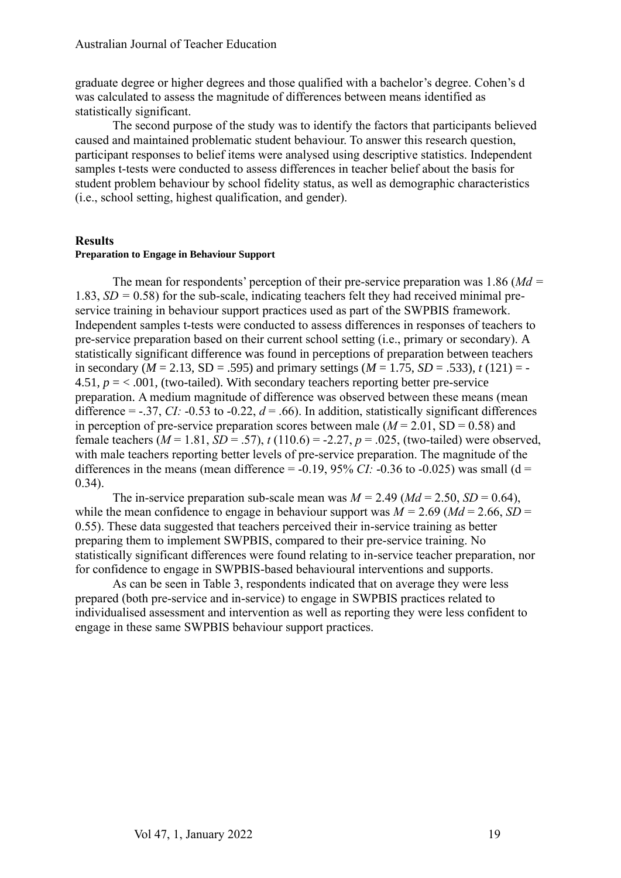graduate degree or higher degrees and those qualified with a bachelor's degree. Cohen's d was calculated to assess the magnitude of differences between means identified as statistically significant.

The second purpose of the study was to identify the factors that participants believed caused and maintained problematic student behaviour. To answer this research question, participant responses to belief items were analysed using descriptive statistics. Independent samples t-tests were conducted to assess differences in teacher belief about the basis for student problem behaviour by school fidelity status, as well as demographic characteristics (i.e., school setting, highest qualification, and gender).

## Results

### Preparation to Engage in Behaviour Support

The mean for respondents' perception of their pre-service preparation was 1.86 ($Md$ = 1.83, $SD$ = 0.58) for the sub-scale, indicating teachers felt they had received minimal pre-service training in behaviour support practices used as part of the SWPBIS framework. Independent samples t-tests were conducted to assess differences in responses of teachers to pre-service preparation based on their current school setting (i.e., primary or secondary). A statistically significant difference was found in perceptions of preparation between teachers in secondary ($M$ = 2.13, SD = .595) and primary settings ($M$ = 1.75, $SD$ = .533), $t$ (121) = -4.51, $p$ = < .001, (two-tailed). With secondary teachers reporting better pre-service preparation. A medium magnitude of difference was observed between these means (mean difference = -.37, *CI:* -0.53 to -0.22, $d$ = .66). In addition, statistically significant differences in perception of pre-service preparation scores between male ($M$ = 2.01, SD = 0.58) and female teachers ($M$ = 1.81, $SD$ = .57), $t$ (110.6) = -2.27, $p$ = .025, (two-tailed) were observed, with male teachers reporting better levels of pre-service preparation. The magnitude of the differences in the means (mean difference = -0.19, 95% *CI:* -0.36 to -0.025) was small (d = 0.34).

The in-service preparation sub-scale mean was $M$ = 2.49 ($Md$ = 2.50, $SD$ = 0.64), while the mean confidence to engage in behaviour support was $M$ = 2.69 ($Md$ = 2.66, $SD$ = 0.55). These data suggested that teachers perceived their in-service training as better preparing them to implement SWPBIS, compared to their pre-service training. No statistically significant differences were found relating to in-service teacher preparation, nor for confidence to engage in SWPBIS-based behavioural interventions and supports.

As can be seen in Table 3, respondents indicated that on average they were less prepared (both pre-service and in-service) to engage in SWPBIS practices related to individualised assessment and intervention as well as reporting they were less confident to engage in these same SWPBIS behaviour support practices.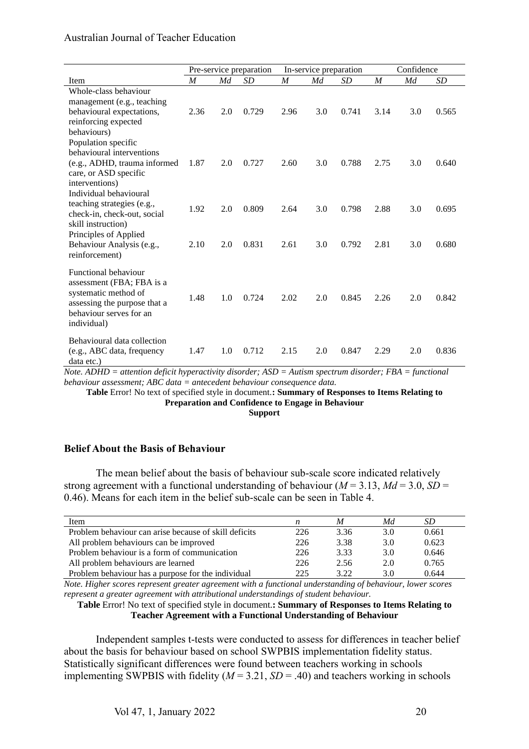| | Pre-service preparation | | | In-service preparation | | | Confidence | | |
|---|---|---|---|---|---|---|---|---|---|
| Item | *M* | *Md* | *SD* | *M* | *Md* | *SD* | *M* | *Md* | *SD* |
| Whole-class behaviour management (e.g., teaching behavioural expectations, reinforcing expected behaviours) | 2.36 | 2.0 | 0.729 | 2.96 | 3.0 | 0.741 | 3.14 | 3.0 | 0.565 |
| Population specific behavioural interventions (e.g., ADHD, trauma informed care, or ASD specific interventions) | 1.87 | 2.0 | 0.727 | 2.60 | 3.0 | 0.788 | 2.75 | 3.0 | 0.640 |
| Individual behavioural teaching strategies (e.g., check-in, check-out, social skill instruction) | 1.92 | 2.0 | 0.809 | 2.64 | 3.0 | 0.798 | 2.88 | 3.0 | 0.695 |
| Principles of Applied Behaviour Analysis (e.g., reinforcement) | 2.10 | 2.0 | 0.831 | 2.61 | 3.0 | 0.792 | 2.81 | 3.0 | 0.680 |
| Functional behaviour assessment (FBA; FBA is a systematic method of assessing the purpose that a behaviour serves for an individual) | 1.48 | 1.0 | 0.724 | 2.02 | 2.0 | 0.845 | 2.26 | 2.0 | 0.842 |
| Behavioural data collection (e.g., ABC data, frequency data etc.) | 1.47 | 1.0 | 0.712 | 2.15 | 2.0 | 0.847 | 2.29 | 2.0 | 0.836 |

*Note. ADHD = attention deficit hyperactivity disorder; ASD = Autism spectrum disorder; FBA = functional behaviour assessment; ABC data = antecedent behaviour consequence data.*

**Table** Error! No text of specified style in document.**: Summary of Responses to Items Relating to Preparation and Confidence to Engage in Behaviour Support**

### Belief About the Basis of Behaviour

The mean belief about the basis of behaviour sub-scale score indicated relatively strong agreement with a functional understanding of behaviour (*M* = 3.13, *Md* = 3.0, *SD* = 0.46). Means for each item in the belief sub-scale can be seen in Table 4.

| Item | *n* | *M* | *Md* | *SD* |
|---|---|---|---|---|
| Problem behaviour can arise because of skill deficits | 226 | 3.36 | 3.0 | 0.661 |
| All problem behaviours can be improved | 226 | 3.38 | 3.0 | 0.623 |
| Problem behaviour is a form of communication | 226 | 3.33 | 3.0 | 0.646 |
| All problem behaviours are learned | 226 | 2.56 | 2.0 | 0.765 |
| Problem behaviour has a purpose for the individual | 225 | 3.22 | 3.0 | 0.644 |

*Note. Higher scores represent greater agreement with a functional understanding of behaviour, lower scores represent a greater agreement with attributional understandings of student behaviour.*

**Table** Error! No text of specified style in document.**: Summary of Responses to Items Relating to Teacher Agreement with a Functional Understanding of Behaviour**

Independent samples t-tests were conducted to assess for differences in teacher belief about the basis for behaviour based on school SWPBIS implementation fidelity status. Statistically significant differences were found between teachers working in schools implementing SWPBIS with fidelity (*M* = 3.21, *SD* = .40) and teachers working in schools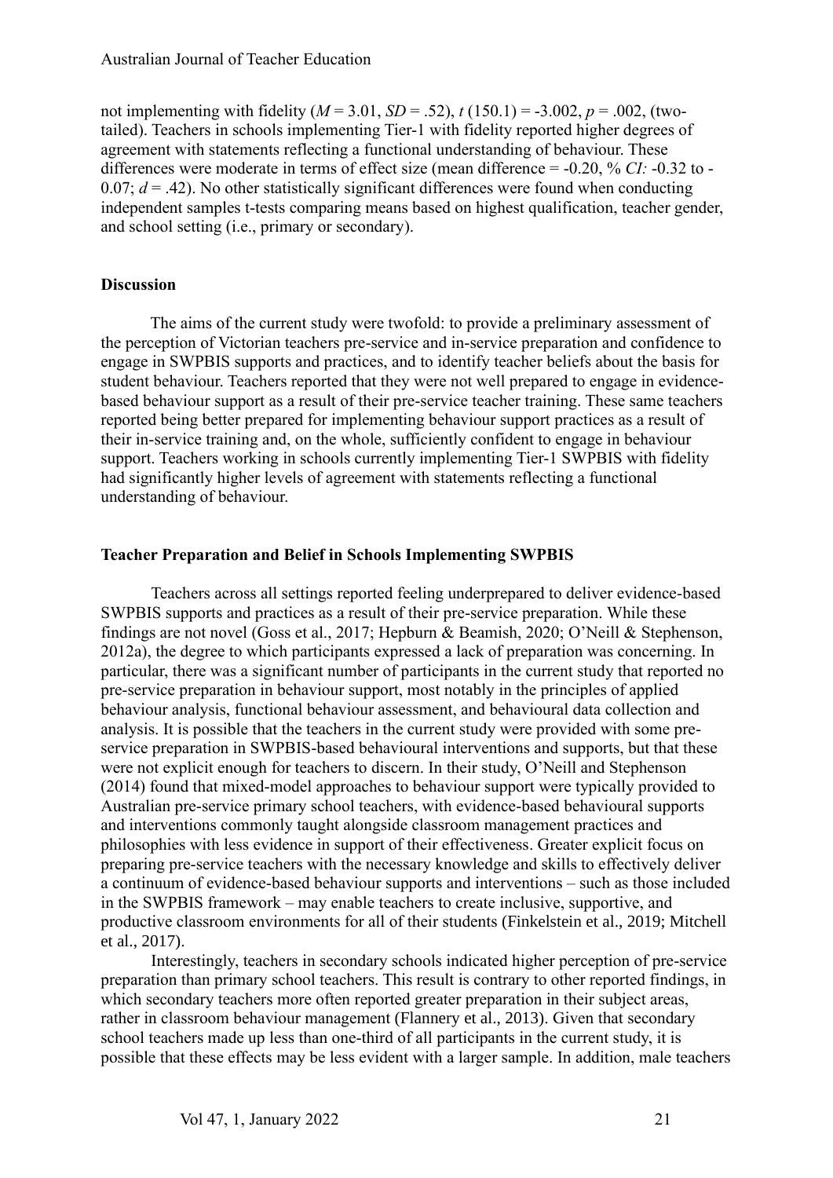not implementing with fidelity ($M$ = 3.01, $SD$ = .52), $t$ (150.1) = -3.002, $p$ = .002, (two-tailed). Teachers in schools implementing Tier-1 with fidelity reported higher degrees of agreement with statements reflecting a functional understanding of behaviour. These differences were moderate in terms of effect size (mean difference = -0.20, % $CI$: -0.32 to -0.07; $d$ = .42). No other statistically significant differences were found when conducting independent samples t-tests comparing means based on highest qualification, teacher gender, and school setting (i.e., primary or secondary).

## Discussion

The aims of the current study were twofold: to provide a preliminary assessment of the perception of Victorian teachers pre-service and in-service preparation and confidence to engage in SWPBIS supports and practices, and to identify teacher beliefs about the basis for student behaviour. Teachers reported that they were not well prepared to engage in evidence-based behaviour support as a result of their pre-service teacher training. These same teachers reported being better prepared for implementing behaviour support practices as a result of their in-service training and, on the whole, sufficiently confident to engage in behaviour support. Teachers working in schools currently implementing Tier-1 SWPBIS with fidelity had significantly higher levels of agreement with statements reflecting a functional understanding of behaviour.

### Teacher Preparation and Belief in Schools Implementing SWPBIS

Teachers across all settings reported feeling underprepared to deliver evidence-based SWPBIS supports and practices as a result of their pre-service preparation. While these findings are not novel (Goss et al., 2017; Hepburn & Beamish, 2020; O'Neill & Stephenson, 2012a), the degree to which participants expressed a lack of preparation was concerning. In particular, there was a significant number of participants in the current study that reported no pre-service preparation in behaviour support, most notably in the principles of applied behaviour analysis, functional behaviour assessment, and behavioural data collection and analysis. It is possible that the teachers in the current study were provided with some pre-service preparation in SWPBIS-based behavioural interventions and supports, but that these were not explicit enough for teachers to discern. In their study, O'Neill and Stephenson (2014) found that mixed-model approaches to behaviour support were typically provided to Australian pre-service primary school teachers, with evidence-based behavioural supports and interventions commonly taught alongside classroom management practices and philosophies with less evidence in support of their effectiveness. Greater explicit focus on preparing pre-service teachers with the necessary knowledge and skills to effectively deliver a continuum of evidence-based behaviour supports and interventions – such as those included in the SWPBIS framework – may enable teachers to create inclusive, supportive, and productive classroom environments for all of their students (Finkelstein et al., 2019; Mitchell et al., 2017).

Interestingly, teachers in secondary schools indicated higher perception of pre-service preparation than primary school teachers. This result is contrary to other reported findings, in which secondary teachers more often reported greater preparation in their subject areas, rather in classroom behaviour management (Flannery et al., 2013). Given that secondary school teachers made up less than one-third of all participants in the current study, it is possible that these effects may be less evident with a larger sample. In addition, male teachers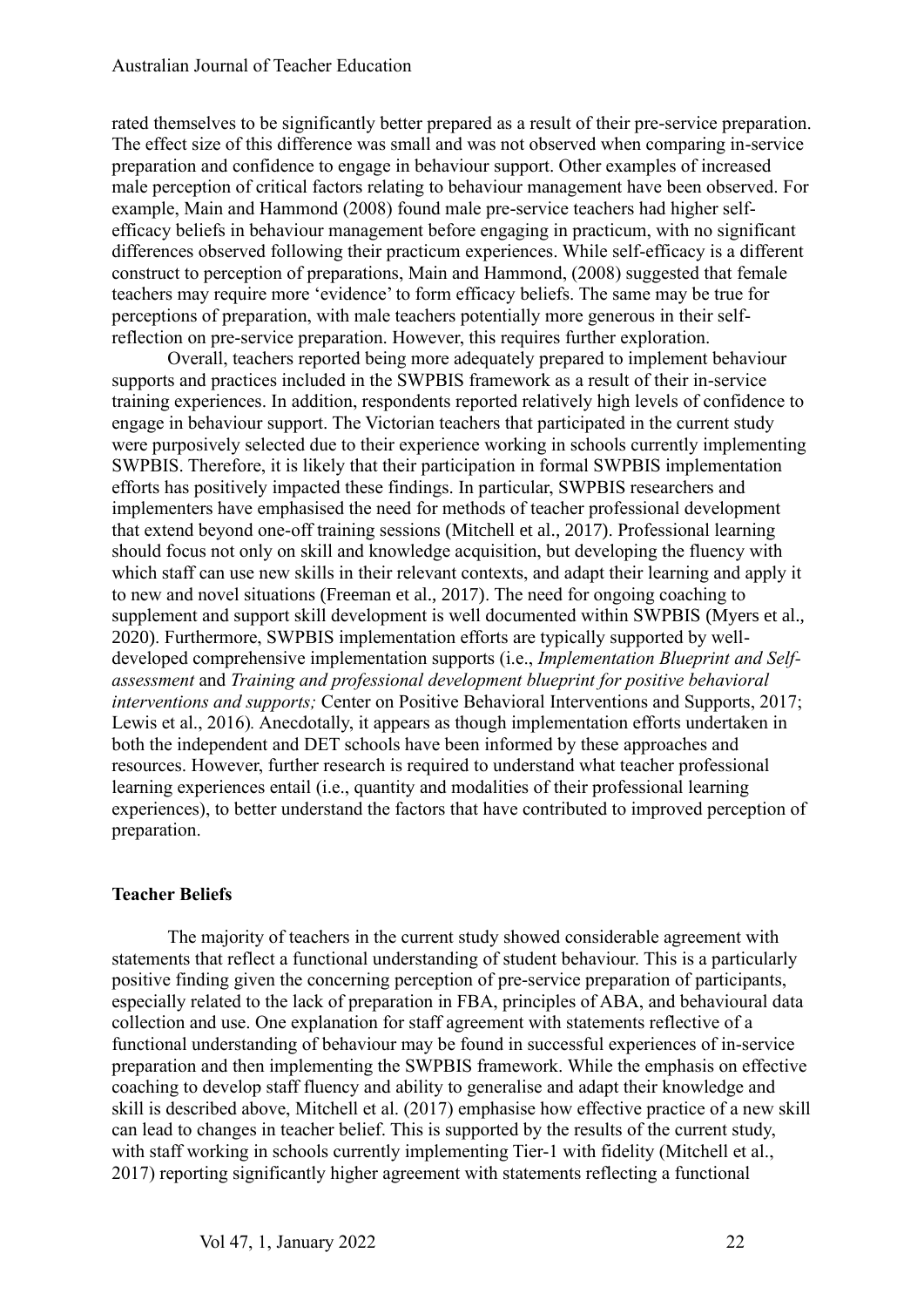rated themselves to be significantly better prepared as a result of their pre-service preparation. The effect size of this difference was small and was not observed when comparing in-service preparation and confidence to engage in behaviour support. Other examples of increased male perception of critical factors relating to behaviour management have been observed. For example, Main and Hammond (2008) found male pre-service teachers had higher self-efficacy beliefs in behaviour management before engaging in practicum, with no significant differences observed following their practicum experiences. While self-efficacy is a different construct to perception of preparations, Main and Hammond, (2008) suggested that female teachers may require more 'evidence' to form efficacy beliefs. The same may be true for perceptions of preparation, with male teachers potentially more generous in their self-reflection on pre-service preparation. However, this requires further exploration.

Overall, teachers reported being more adequately prepared to implement behaviour supports and practices included in the SWPBIS framework as a result of their in-service training experiences. In addition, respondents reported relatively high levels of confidence to engage in behaviour support. The Victorian teachers that participated in the current study were purposively selected due to their experience working in schools currently implementing SWPBIS. Therefore, it is likely that their participation in formal SWPBIS implementation efforts has positively impacted these findings. In particular, SWPBIS researchers and implementers have emphasised the need for methods of teacher professional development that extend beyond one-off training sessions (Mitchell et al., 2017). Professional learning should focus not only on skill and knowledge acquisition, but developing the fluency with which staff can use new skills in their relevant contexts, and adapt their learning and apply it to new and novel situations (Freeman et al., 2017). The need for ongoing coaching to supplement and support skill development is well documented within SWPBIS (Myers et al., 2020). Furthermore, SWPBIS implementation efforts are typically supported by well-developed comprehensive implementation supports (i.e., *Implementation Blueprint and Self-assessment* and *Training and professional development blueprint for positive behavioral interventions and supports;* Center on Positive Behavioral Interventions and Supports, 2017; Lewis et al., 2016). Anecdotally, it appears as though implementation efforts undertaken in both the independent and DET schools have been informed by these approaches and resources. However, further research is required to understand what teacher professional learning experiences entail (i.e., quantity and modalities of their professional learning experiences), to better understand the factors that have contributed to improved perception of preparation.

## Teacher Beliefs

The majority of teachers in the current study showed considerable agreement with statements that reflect a functional understanding of student behaviour. This is a particularly positive finding given the concerning perception of pre-service preparation of participants, especially related to the lack of preparation in FBA, principles of ABA, and behavioural data collection and use. One explanation for staff agreement with statements reflective of a functional understanding of behaviour may be found in successful experiences of in-service preparation and then implementing the SWPBIS framework. While the emphasis on effective coaching to develop staff fluency and ability to generalise and adapt their knowledge and skill is described above, Mitchell et al. (2017) emphasise how effective practice of a new skill can lead to changes in teacher belief. This is supported by the results of the current study, with staff working in schools currently implementing Tier-1 with fidelity (Mitchell et al., 2017) reporting significantly higher agreement with statements reflecting a functional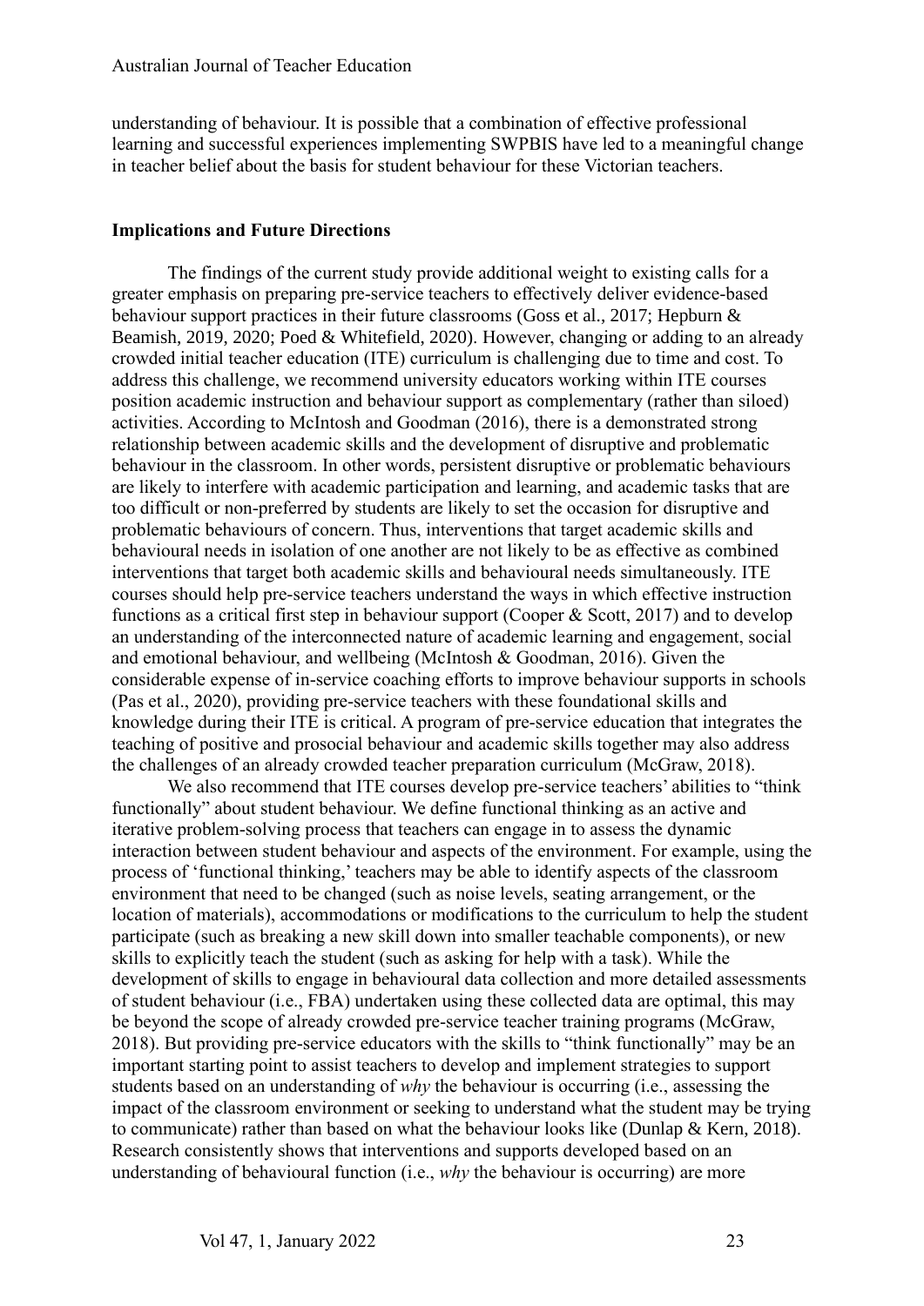understanding of behaviour. It is possible that a combination of effective professional learning and successful experiences implementing SWPBIS have led to a meaningful change in teacher belief about the basis for student behaviour for these Victorian teachers.

## Implications and Future Directions

The findings of the current study provide additional weight to existing calls for a greater emphasis on preparing pre-service teachers to effectively deliver evidence-based behaviour support practices in their future classrooms (Goss et al., 2017; Hepburn & Beamish, 2019, 2020; Poed & Whitefield, 2020). However, changing or adding to an already crowded initial teacher education (ITE) curriculum is challenging due to time and cost. To address this challenge, we recommend university educators working within ITE courses position academic instruction and behaviour support as complementary (rather than siloed) activities. According to McIntosh and Goodman (2016), there is a demonstrated strong relationship between academic skills and the development of disruptive and problematic behaviour in the classroom. In other words, persistent disruptive or problematic behaviours are likely to interfere with academic participation and learning, and academic tasks that are too difficult or non-preferred by students are likely to set the occasion for disruptive and problematic behaviours of concern. Thus, interventions that target academic skills and behavioural needs in isolation of one another are not likely to be as effective as combined interventions that target both academic skills and behavioural needs simultaneously. ITE courses should help pre-service teachers understand the ways in which effective instruction functions as a critical first step in behaviour support (Cooper & Scott, 2017) and to develop an understanding of the interconnected nature of academic learning and engagement, social and emotional behaviour, and wellbeing (McIntosh & Goodman, 2016). Given the considerable expense of in-service coaching efforts to improve behaviour supports in schools (Pas et al., 2020), providing pre-service teachers with these foundational skills and knowledge during their ITE is critical. A program of pre-service education that integrates the teaching of positive and prosocial behaviour and academic skills together may also address the challenges of an already crowded teacher preparation curriculum (McGraw, 2018).

We also recommend that ITE courses develop pre-service teachers' abilities to "think functionally" about student behaviour. We define functional thinking as an active and iterative problem-solving process that teachers can engage in to assess the dynamic interaction between student behaviour and aspects of the environment. For example, using the process of 'functional thinking,' teachers may be able to identify aspects of the classroom environment that need to be changed (such as noise levels, seating arrangement, or the location of materials), accommodations or modifications to the curriculum to help the student participate (such as breaking a new skill down into smaller teachable components), or new skills to explicitly teach the student (such as asking for help with a task). While the development of skills to engage in behavioural data collection and more detailed assessments of student behaviour (i.e., FBA) undertaken using these collected data are optimal, this may be beyond the scope of already crowded pre-service teacher training programs (McGraw, 2018). But providing pre-service educators with the skills to "think functionally" may be an important starting point to assist teachers to develop and implement strategies to support students based on an understanding of *why* the behaviour is occurring (i.e., assessing the impact of the classroom environment or seeking to understand what the student may be trying to communicate) rather than based on what the behaviour looks like (Dunlap & Kern, 2018). Research consistently shows that interventions and supports developed based on an understanding of behavioural function (i.e., *why* the behaviour is occurring) are more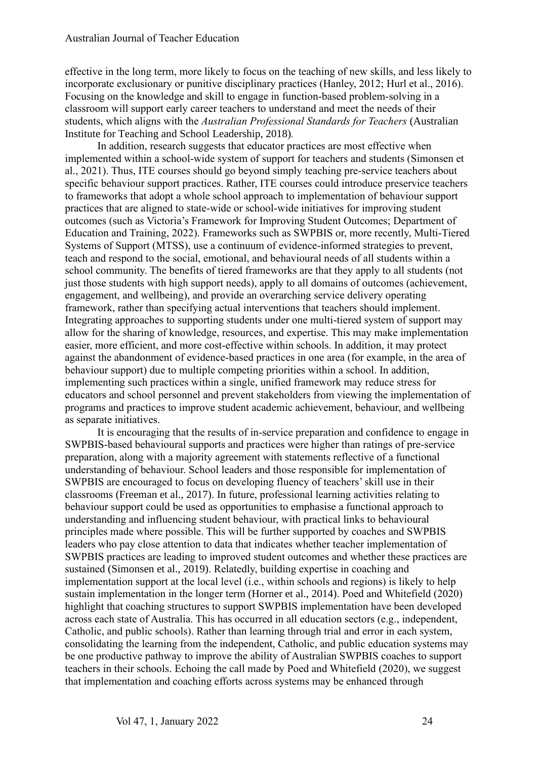effective in the long term, more likely to focus on the teaching of new skills, and less likely to incorporate exclusionary or punitive disciplinary practices (Hanley, 2012; Hurl et al., 2016). Focusing on the knowledge and skill to engage in function-based problem-solving in a classroom will support early career teachers to understand and meet the needs of their students, which aligns with the *Australian Professional Standards for Teachers* (Australian Institute for Teaching and School Leadership, 2018).

In addition, research suggests that educator practices are most effective when implemented within a school-wide system of support for teachers and students (Simonsen et al., 2021). Thus, ITE courses should go beyond simply teaching pre-service teachers about specific behaviour support practices. Rather, ITE courses could introduce preservice teachers to frameworks that adopt a whole school approach to implementation of behaviour support practices that are aligned to state-wide or school-wide initiatives for improving student outcomes (such as Victoria's Framework for Improving Student Outcomes; Department of Education and Training, 2022). Frameworks such as SWPBIS or, more recently, Multi-Tiered Systems of Support (MTSS), use a continuum of evidence-informed strategies to prevent, teach and respond to the social, emotional, and behavioural needs of all students within a school community. The benefits of tiered frameworks are that they apply to all students (not just those students with high support needs), apply to all domains of outcomes (achievement, engagement, and wellbeing), and provide an overarching service delivery operating framework, rather than specifying actual interventions that teachers should implement. Integrating approaches to supporting students under one multi-tiered system of support may allow for the sharing of knowledge, resources, and expertise. This may make implementation easier, more efficient, and more cost-effective within schools. In addition, it may protect against the abandonment of evidence-based practices in one area (for example, in the area of behaviour support) due to multiple competing priorities within a school. In addition, implementing such practices within a single, unified framework may reduce stress for educators and school personnel and prevent stakeholders from viewing the implementation of programs and practices to improve student academic achievement, behaviour, and wellbeing as separate initiatives.

It is encouraging that the results of in-service preparation and confidence to engage in SWPBIS-based behavioural supports and practices were higher than ratings of pre-service preparation, along with a majority agreement with statements reflective of a functional understanding of behaviour. School leaders and those responsible for implementation of SWPBIS are encouraged to focus on developing fluency of teachers' skill use in their classrooms (Freeman et al., 2017). In future, professional learning activities relating to behaviour support could be used as opportunities to emphasise a functional approach to understanding and influencing student behaviour, with practical links to behavioural principles made where possible. This will be further supported by coaches and SWPBIS leaders who pay close attention to data that indicates whether teacher implementation of SWPBIS practices are leading to improved student outcomes and whether these practices are sustained (Simonsen et al., 2019). Relatedly, building expertise in coaching and implementation support at the local level (i.e., within schools and regions) is likely to help sustain implementation in the longer term (Horner et al., 2014). Poed and Whitefield (2020) highlight that coaching structures to support SWPBIS implementation have been developed across each state of Australia. This has occurred in all education sectors (e.g., independent, Catholic, and public schools). Rather than learning through trial and error in each system, consolidating the learning from the independent, Catholic, and public education systems may be one productive pathway to improve the ability of Australian SWPBIS coaches to support teachers in their schools. Echoing the call made by Poed and Whitefield (2020), we suggest that implementation and coaching efforts across systems may be enhanced through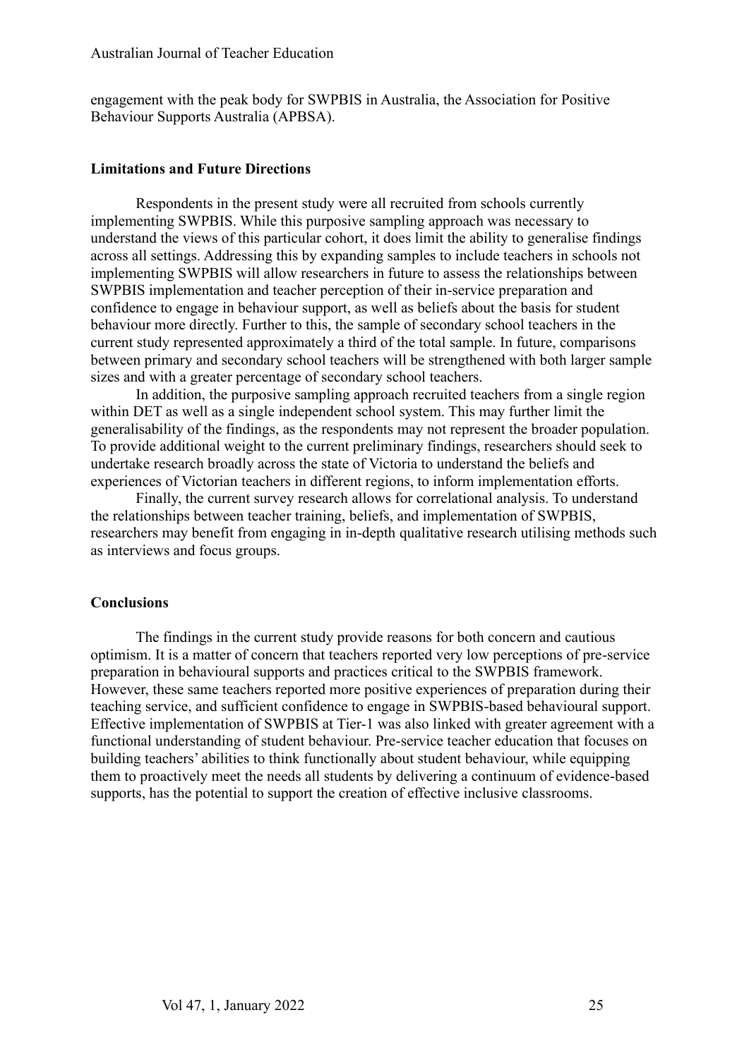engagement with the peak body for SWPBIS in Australia, the Association for Positive Behaviour Supports Australia (APBSA).

### Limitations and Future Directions

Respondents in the present study were all recruited from schools currently implementing SWPBIS. While this purposive sampling approach was necessary to understand the views of this particular cohort, it does limit the ability to generalise findings across all settings. Addressing this by expanding samples to include teachers in schools not implementing SWPBIS will allow researchers in future to assess the relationships between SWPBIS implementation and teacher perception of their in-service preparation and confidence to engage in behaviour support, as well as beliefs about the basis for student behaviour more directly. Further to this, the sample of secondary school teachers in the current study represented approximately a third of the total sample. In future, comparisons between primary and secondary school teachers will be strengthened with both larger sample sizes and with a greater percentage of secondary school teachers.

In addition, the purposive sampling approach recruited teachers from a single region within DET as well as a single independent school system. This may further limit the generalisability of the findings, as the respondents may not represent the broader population. To provide additional weight to the current preliminary findings, researchers should seek to undertake research broadly across the state of Victoria to understand the beliefs and experiences of Victorian teachers in different regions, to inform implementation efforts.

Finally, the current survey research allows for correlational analysis. To understand the relationships between teacher training, beliefs, and implementation of SWPBIS, researchers may benefit from engaging in in-depth qualitative research utilising methods such as interviews and focus groups.

### Conclusions

The findings in the current study provide reasons for both concern and cautious optimism. It is a matter of concern that teachers reported very low perceptions of pre-service preparation in behavioural supports and practices critical to the SWPBIS framework. However, these same teachers reported more positive experiences of preparation during their teaching service, and sufficient confidence to engage in SWPBIS-based behavioural support. Effective implementation of SWPBIS at Tier-1 was also linked with greater agreement with a functional understanding of student behaviour. Pre-service teacher education that focuses on building teachers' abilities to think functionally about student behaviour, while equipping them to proactively meet the needs all students by delivering a continuum of evidence-based supports, has the potential to support the creation of effective inclusive classrooms.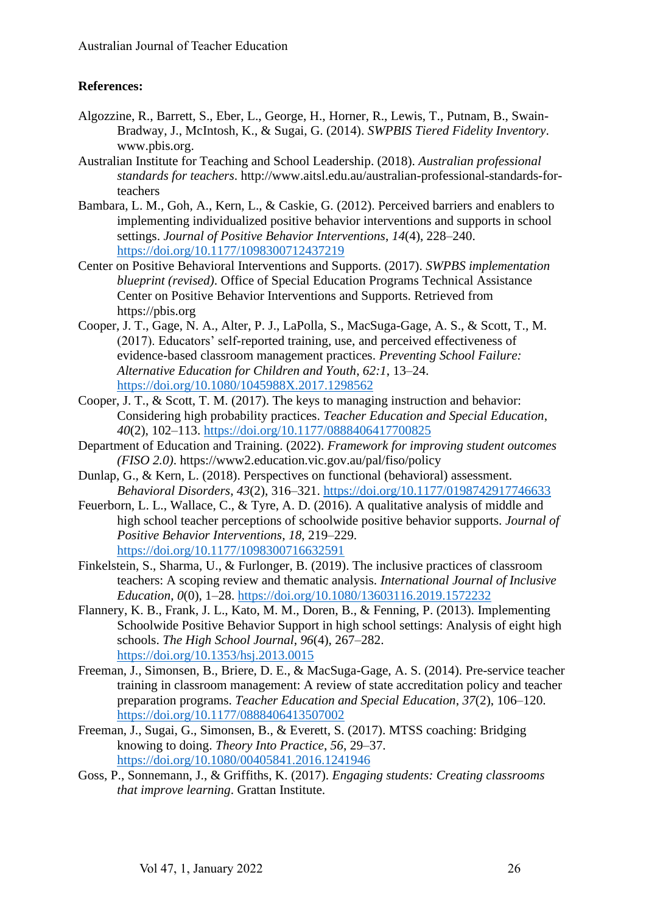**References:**

Algozzine, R., Barrett, S., Eber, L., George, H., Horner, R., Lewis, T., Putnam, B., Swain-Bradway, J., McIntosh, K., & Sugai, G. (2014). *SWPBIS Tiered Fidelity Inventory*. www.pbis.org.

Australian Institute for Teaching and School Leadership. (2018). *Australian professional standards for teachers*. http://www.aitsl.edu.au/australian-professional-standards-for-teachers

Bambara, L. M., Goh, A., Kern, L., & Caskie, G. (2012). Perceived barriers and enablers to implementing individualized positive behavior interventions and supports in school settings. *Journal of Positive Behavior Interventions*, *14*(4), 228–240. https://doi.org/10.1177/1098300712437219

Center on Positive Behavioral Interventions and Supports. (2017). *SWPBS implementation blueprint (revised)*. Office of Special Education Programs Technical Assistance Center on Positive Behavior Interventions and Supports. Retrieved from https://pbis.org

Cooper, J. T., Gage, N. A., Alter, P. J., LaPolla, S., MacSuga-Gage, A. S., & Scott, T., M. (2017). Educators' self-reported training, use, and perceived effectiveness of evidence-based classroom management practices. *Preventing School Failure: Alternative Education for Children and Youth*, *62:1*, 13–24. https://doi.org/10.1080/1045988X.2017.1298562

Cooper, J. T., & Scott, T. M. (2017). The keys to managing instruction and behavior: Considering high probability practices. *Teacher Education and Special Education*, *40*(2), 102–113. https://doi.org/10.1177/0888406417700825

Department of Education and Training. (2022). *Framework for improving student outcomes (FISO 2.0)*. https://www2.education.vic.gov.au/pal/fiso/policy

Dunlap, G., & Kern, L. (2018). Perspectives on functional (behavioral) assessment. *Behavioral Disorders*, *43*(2), 316–321. https://doi.org/10.1177/0198742917746633

Feuerborn, L. L., Wallace, C., & Tyre, A. D. (2016). A qualitative analysis of middle and high school teacher perceptions of schoolwide positive behavior supports. *Journal of Positive Behavior Interventions*, *18*, 219–229. https://doi.org/10.1177/1098300716632591

Finkelstein, S., Sharma, U., & Furlonger, B. (2019). The inclusive practices of classroom teachers: A scoping review and thematic analysis. *International Journal of Inclusive Education*, *0*(0), 1–28. https://doi.org/10.1080/13603116.2019.1572232

Flannery, K. B., Frank, J. L., Kato, M. M., Doren, B., & Fenning, P. (2013). Implementing Schoolwide Positive Behavior Support in high school settings: Analysis of eight high schools. *The High School Journal*, *96*(4), 267–282. https://doi.org/10.1353/hsj.2013.0015

Freeman, J., Simonsen, B., Briere, D. E., & MacSuga-Gage, A. S. (2014). Pre-service teacher training in classroom management: A review of state accreditation policy and teacher preparation programs. *Teacher Education and Special Education*, *37*(2), 106–120. https://doi.org/10.1177/0888406413507002

Freeman, J., Sugai, G., Simonsen, B., & Everett, S. (2017). MTSS coaching: Bridging knowing to doing. *Theory Into Practice*, *56*, 29–37. https://doi.org/10.1080/00405841.2016.1241946

Goss, P., Sonnemann, J., & Griffiths, K. (2017). *Engaging students: Creating classrooms that improve learning*. Grattan Institute.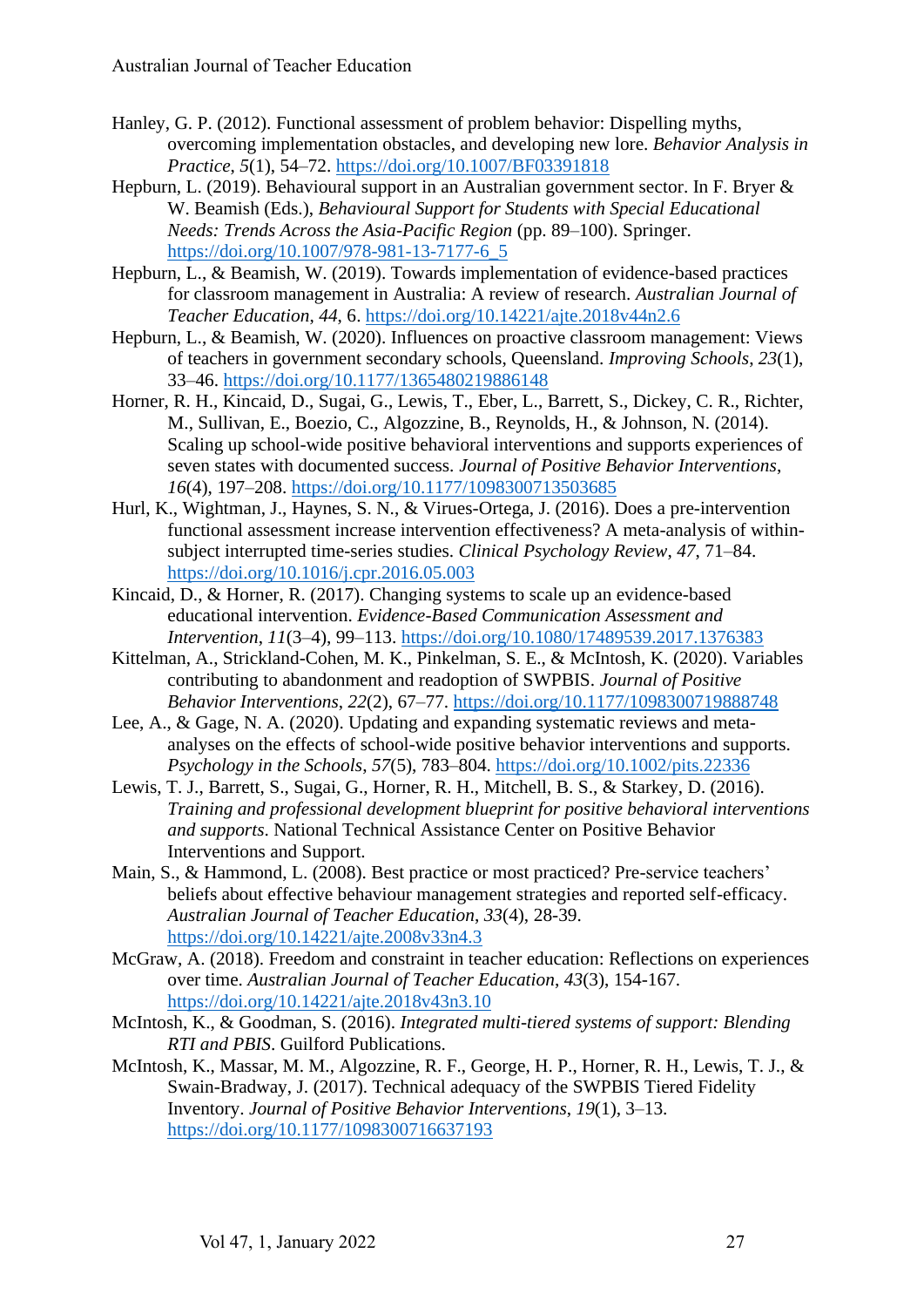Hanley, G. P. (2012). Functional assessment of problem behavior: Dispelling myths, overcoming implementation obstacles, and developing new lore. *Behavior Analysis in Practice*, *5*(1), 54–72. https://doi.org/10.1007/BF03391818

Hepburn, L. (2019). Behavioural support in an Australian government sector. In F. Bryer & W. Beamish (Eds.), *Behavioural Support for Students with Special Educational Needs: Trends Across the Asia-Pacific Region* (pp. 89–100). Springer. https://doi.org/10.1007/978-981-13-7177-6_5

Hepburn, L., & Beamish, W. (2019). Towards implementation of evidence-based practices for classroom management in Australia: A review of research. *Australian Journal of Teacher Education*, *44*, 6. https://doi.org/10.14221/ajte.2018v44n2.6

Hepburn, L., & Beamish, W. (2020). Influences on proactive classroom management: Views of teachers in government secondary schools, Queensland. *Improving Schools*, *23*(1), 33–46. https://doi.org/10.1177/1365480219886148

Horner, R. H., Kincaid, D., Sugai, G., Lewis, T., Eber, L., Barrett, S., Dickey, C. R., Richter, M., Sullivan, E., Boezio, C., Algozzine, B., Reynolds, H., & Johnson, N. (2014). Scaling up school-wide positive behavioral interventions and supports experiences of seven states with documented success. *Journal of Positive Behavior Interventions*, *16*(4), 197–208. https://doi.org/10.1177/1098300713503685

Hurl, K., Wightman, J., Haynes, S. N., & Virues-Ortega, J. (2016). Does a pre-intervention functional assessment increase intervention effectiveness? A meta-analysis of within-subject interrupted time-series studies. *Clinical Psychology Review*, *47*, 71–84. https://doi.org/10.1016/j.cpr.2016.05.003

Kincaid, D., & Horner, R. (2017). Changing systems to scale up an evidence-based educational intervention. *Evidence-Based Communication Assessment and Intervention*, *11*(3–4), 99–113. https://doi.org/10.1080/17489539.2017.1376383

Kittelman, A., Strickland-Cohen, M. K., Pinkelman, S. E., & McIntosh, K. (2020). Variables contributing to abandonment and readoption of SWPBIS. *Journal of Positive Behavior Interventions*, *22*(2), 67–77. https://doi.org/10.1177/1098300719888748

Lee, A., & Gage, N. A. (2020). Updating and expanding systematic reviews and meta-analyses on the effects of school-wide positive behavior interventions and supports. *Psychology in the Schools*, *57*(5), 783–804. https://doi.org/10.1002/pits.22336

Lewis, T. J., Barrett, S., Sugai, G., Horner, R. H., Mitchell, B. S., & Starkey, D. (2016). *Training and professional development blueprint for positive behavioral interventions and supports*. National Technical Assistance Center on Positive Behavior Interventions and Support.

Main, S., & Hammond, L. (2008). Best practice or most practiced? Pre-service teachers' beliefs about effective behaviour management strategies and reported self-efficacy. *Australian Journal of Teacher Education*, *33*(4), 28-39. https://doi.org/10.14221/ajte.2008v33n4.3

McGraw, A. (2018). Freedom and constraint in teacher education: Reflections on experiences over time. *Australian Journal of Teacher Education*, *43*(3), 154-167. https://doi.org/10.14221/ajte.2018v43n3.10

McIntosh, K., & Goodman, S. (2016). *Integrated multi-tiered systems of support: Blending RTI and PBIS*. Guilford Publications.

McIntosh, K., Massar, M. M., Algozzine, R. F., George, H. P., Horner, R. H., Lewis, T. J., & Swain-Bradway, J. (2017). Technical adequacy of the SWPBIS Tiered Fidelity Inventory. *Journal of Positive Behavior Interventions*, *19*(1), 3–13. https://doi.org/10.1177/1098300716637193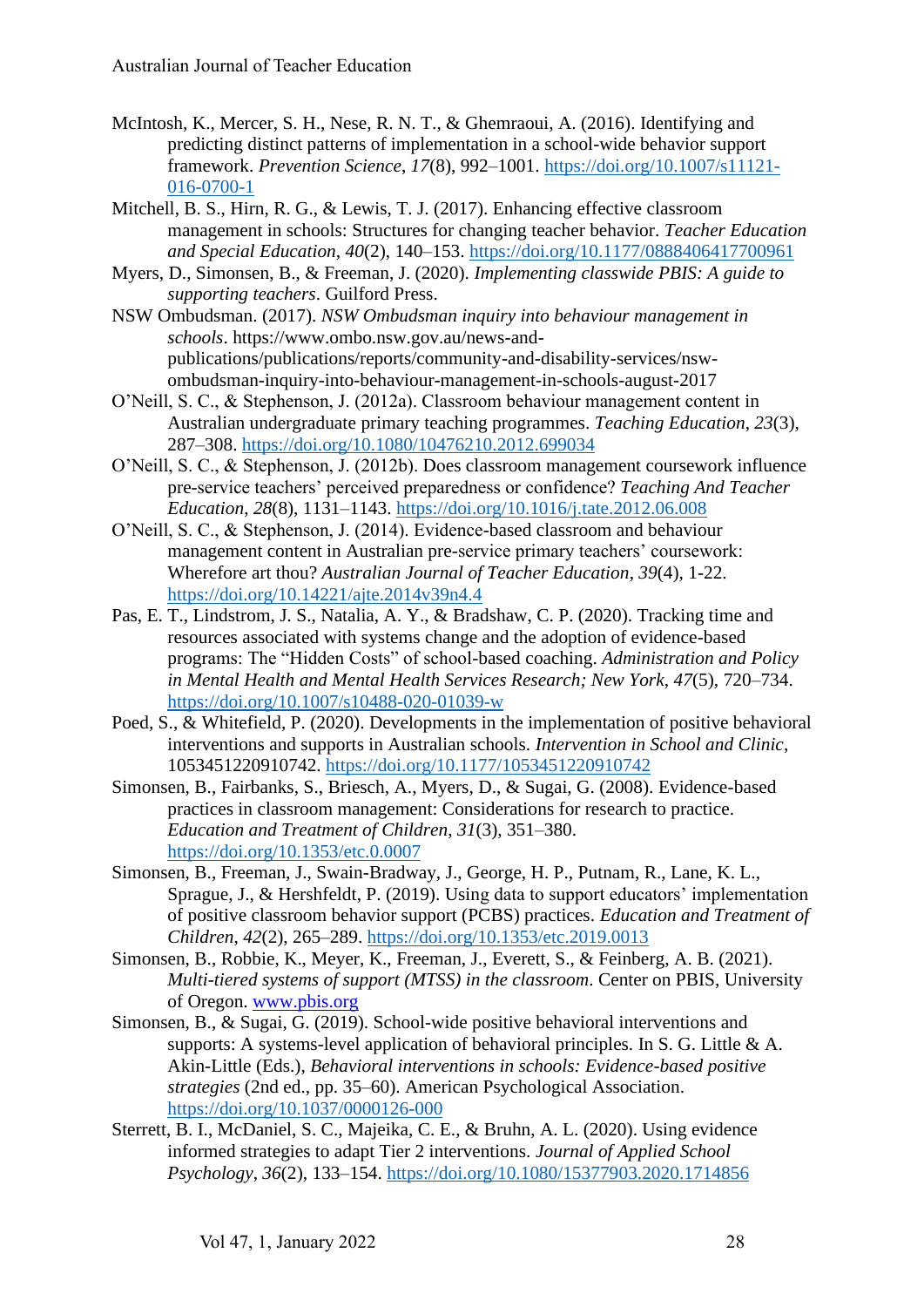McIntosh, K., Mercer, S. H., Nese, R. N. T., & Ghemraoui, A. (2016). Identifying and predicting distinct patterns of implementation in a school-wide behavior support framework. *Prevention Science*, *17*(8), 992–1001. https://doi.org/10.1007/s11121-016-0700-1

Mitchell, B. S., Hirn, R. G., & Lewis, T. J. (2017). Enhancing effective classroom management in schools: Structures for changing teacher behavior. *Teacher Education and Special Education*, *40*(2), 140–153. https://doi.org/10.1177/0888406417700961

Myers, D., Simonsen, B., & Freeman, J. (2020). *Implementing classwide PBIS: A guide to supporting teachers*. Guilford Press.

NSW Ombudsman. (2017). *NSW Ombudsman inquiry into behaviour management in schools*. https://www.ombo.nsw.gov.au/news-and-publications/publications/reports/community-and-disability-services/nsw-ombudsman-inquiry-into-behaviour-management-in-schools-august-2017

O'Neill, S. C., & Stephenson, J. (2012a). Classroom behaviour management content in Australian undergraduate primary teaching programmes. *Teaching Education*, *23*(3), 287–308. https://doi.org/10.1080/10476210.2012.699034

O'Neill, S. C., & Stephenson, J. (2012b). Does classroom management coursework influence pre-service teachers' perceived preparedness or confidence? *Teaching And Teacher Education*, *28*(8), 1131–1143. https://doi.org/10.1016/j.tate.2012.06.008

O'Neill, S. C., & Stephenson, J. (2014). Evidence-based classroom and behaviour management content in Australian pre-service primary teachers' coursework: Wherefore art thou? *Australian Journal of Teacher Education*, *39*(4), 1-22. https://doi.org/10.14221/ajte.2014v39n4.4

Pas, E. T., Lindstrom, J. S., Natalia, A. Y., & Bradshaw, C. P. (2020). Tracking time and resources associated with systems change and the adoption of evidence-based programs: The "Hidden Costs" of school-based coaching. *Administration and Policy in Mental Health and Mental Health Services Research; New York*, *47*(5), 720–734. https://doi.org/10.1007/s10488-020-01039-w

Poed, S., & Whitefield, P. (2020). Developments in the implementation of positive behavioral interventions and supports in Australian schools. *Intervention in School and Clinic*, 1053451220910742. https://doi.org/10.1177/1053451220910742

Simonsen, B., Fairbanks, S., Briesch, A., Myers, D., & Sugai, G. (2008). Evidence-based practices in classroom management: Considerations for research to practice. *Education and Treatment of Children*, *31*(3), 351–380. https://doi.org/10.1353/etc.0.0007

Simonsen, B., Freeman, J., Swain-Bradway, J., George, H. P., Putnam, R., Lane, K. L., Sprague, J., & Hershfeldt, P. (2019). Using data to support educators' implementation of positive classroom behavior support (PCBS) practices. *Education and Treatment of Children*, *42*(2), 265–289. https://doi.org/10.1353/etc.2019.0013

Simonsen, B., Robbie, K., Meyer, K., Freeman, J., Everett, S., & Feinberg, A. B. (2021). *Multi-tiered systems of support (MTSS) in the classroom*. Center on PBIS, University of Oregon. www.pbis.org

Simonsen, B., & Sugai, G. (2019). School-wide positive behavioral interventions and supports: A systems-level application of behavioral principles. In S. G. Little & A. Akin-Little (Eds.), *Behavioral interventions in schools: Evidence-based positive strategies* (2nd ed., pp. 35–60). American Psychological Association. https://doi.org/10.1037/0000126-000

Sterrett, B. I., McDaniel, S. C., Majeika, C. E., & Bruhn, A. L. (2020). Using evidence informed strategies to adapt Tier 2 interventions. *Journal of Applied School Psychology*, *36*(2), 133–154. https://doi.org/10.1080/15377903.2020.1714856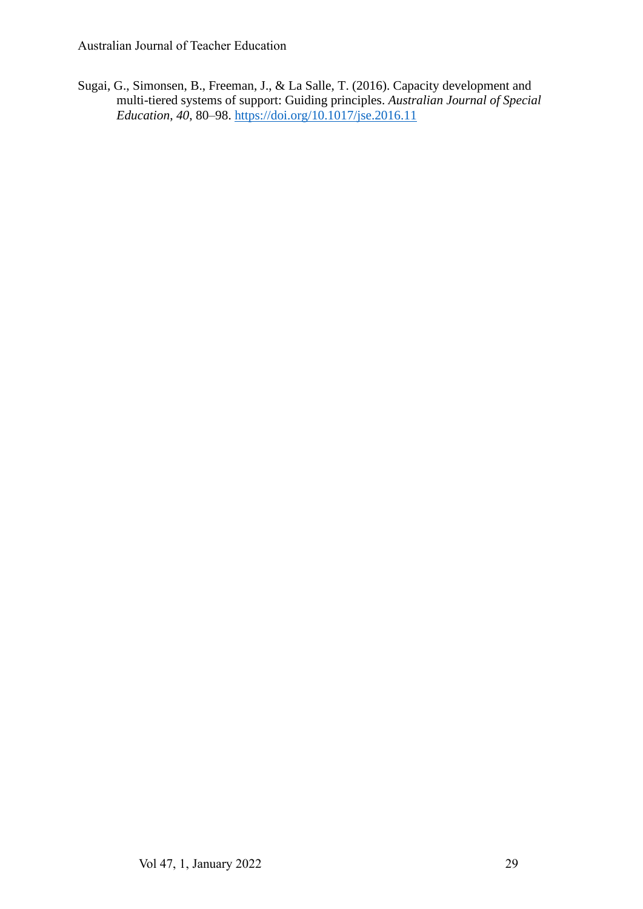Sugai, G., Simonsen, B., Freeman, J., & La Salle, T. (2016). Capacity development and multi-tiered systems of support: Guiding principles. *Australian Journal of Special Education*, *40*, 80–98. https://doi.org/10.1017/jse.2016.11